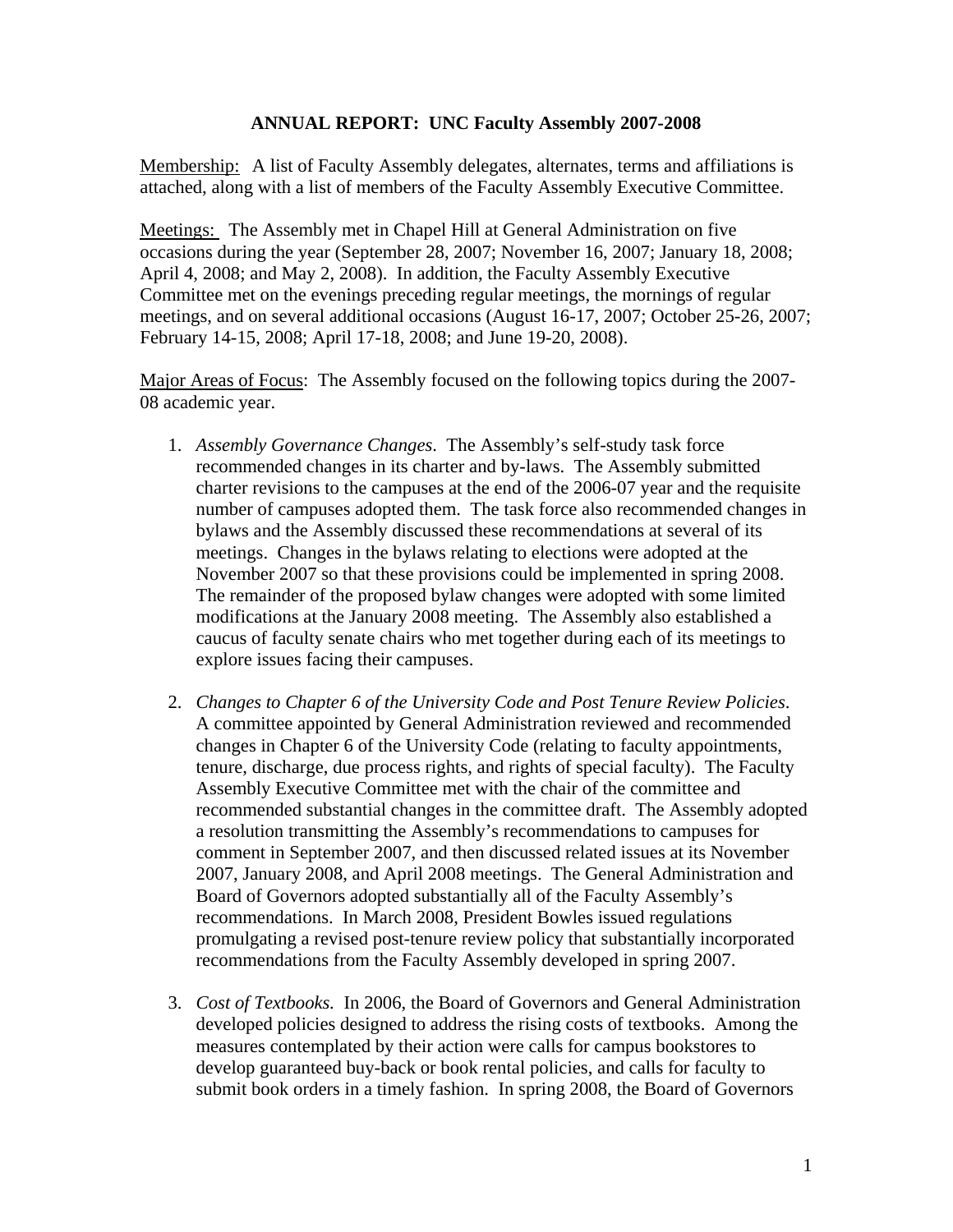# ANNUAL REPORT: UNC Faculty Assembly 2007-2008

Membership: A list of Faculty Assembly delegates, alternates, terms and affiliations is attached, along with a list of members of the Faculty Assembly Executive Committee.

Meetings: The Assembly met in Chapel Hill at General Administration on five occasions during the year (September 28, 2007; November 16, 2007; January 18, 2008; April 4, 2008; and May 2, 2008). In addition, the Faculty Assembly Executive Committee met on the evenings preceding regular meetings, the mornings of regular meetings, and on several additional occasions (August 16-17, 2007; October 25-26, 2007; February 14-15, 2008; April 17-18, 2008; and June 19-20, 2008).

Major Areas of Focus: The Assembly focused on the following topics during the 2007-08 academic year.

1. *Assembly Governance Changes*. The Assembly's self-study task force recommended changes in its charter and by-laws. The Assembly submitted charter revisions to the campuses at the end of the 2006-07 year and the requisite number of campuses adopted them. The task force also recommended changes in bylaws and the Assembly discussed these recommendations at several of its meetings. Changes in the bylaws relating to elections were adopted at the November 2007 so that these provisions could be implemented in spring 2008. The remainder of the proposed bylaw changes were adopted with some limited modifications at the January 2008 meeting. The Assembly also established a caucus of faculty senate chairs who met together during each of its meetings to explore issues facing their campuses.

2. *Changes to Chapter 6 of the University Code and Post Tenure Review Policies*. A committee appointed by General Administration reviewed and recommended changes in Chapter 6 of the University Code (relating to faculty appointments, tenure, discharge, due process rights, and rights of special faculty). The Faculty Assembly Executive Committee met with the chair of the committee and recommended substantial changes in the committee draft. The Assembly adopted a resolution transmitting the Assembly's recommendations to campuses for comment in September 2007, and then discussed related issues at its November 2007, January 2008, and April 2008 meetings. The General Administration and Board of Governors adopted substantially all of the Faculty Assembly's recommendations. In March 2008, President Bowles issued regulations promulgating a revised post-tenure review policy that substantially incorporated recommendations from the Faculty Assembly developed in spring 2007.

3. *Cost of Textbooks.* In 2006, the Board of Governors and General Administration developed policies designed to address the rising costs of textbooks. Among the measures contemplated by their action were calls for campus bookstores to develop guaranteed buy-back or book rental policies, and calls for faculty to submit book orders in a timely fashion. In spring 2008, the Board of Governors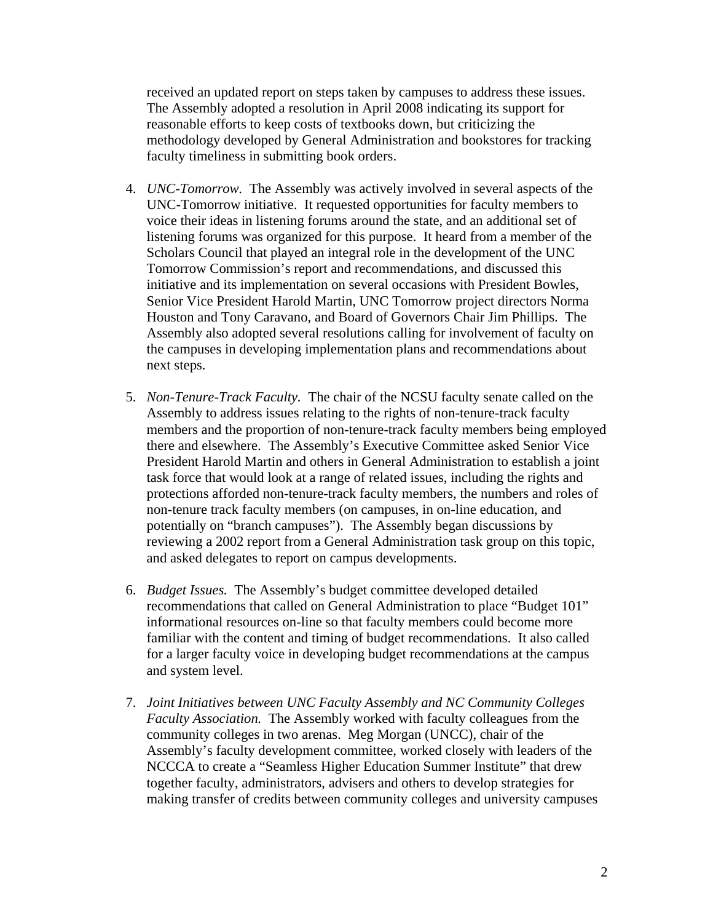received an updated report on steps taken by campuses to address these issues. The Assembly adopted a resolution in April 2008 indicating its support for reasonable efforts to keep costs of textbooks down, but criticizing the methodology developed by General Administration and bookstores for tracking faculty timeliness in submitting book orders.

4. *UNC-Tomorrow.* The Assembly was actively involved in several aspects of the UNC-Tomorrow initiative. It requested opportunities for faculty members to voice their ideas in listening forums around the state, and an additional set of listening forums was organized for this purpose. It heard from a member of the Scholars Council that played an integral role in the development of the UNC Tomorrow Commission's report and recommendations, and discussed this initiative and its implementation on several occasions with President Bowles, Senior Vice President Harold Martin, UNC Tomorrow project directors Norma Houston and Tony Caravano, and Board of Governors Chair Jim Phillips. The Assembly also adopted several resolutions calling for involvement of faculty on the campuses in developing implementation plans and recommendations about next steps.

5. *Non-Tenure-Track Faculty.* The chair of the NCSU faculty senate called on the Assembly to address issues relating to the rights of non-tenure-track faculty members and the proportion of non-tenure-track faculty members being employed there and elsewhere. The Assembly's Executive Committee asked Senior Vice President Harold Martin and others in General Administration to establish a joint task force that would look at a range of related issues, including the rights and protections afforded non-tenure-track faculty members, the numbers and roles of non-tenure track faculty members (on campuses, in on-line education, and potentially on "branch campuses"). The Assembly began discussions by reviewing a 2002 report from a General Administration task group on this topic, and asked delegates to report on campus developments.

6. *Budget Issues.* The Assembly's budget committee developed detailed recommendations that called on General Administration to place "Budget 101" informational resources on-line so that faculty members could become more familiar with the content and timing of budget recommendations. It also called for a larger faculty voice in developing budget recommendations at the campus and system level.

7. *Joint Initiatives between UNC Faculty Assembly and NC Community Colleges Faculty Association.* The Assembly worked with faculty colleagues from the community colleges in two arenas. Meg Morgan (UNCC), chair of the Assembly's faculty development committee, worked closely with leaders of the NCCCA to create a "Seamless Higher Education Summer Institute" that drew together faculty, administrators, advisers and others to develop strategies for making transfer of credits between community colleges and university campuses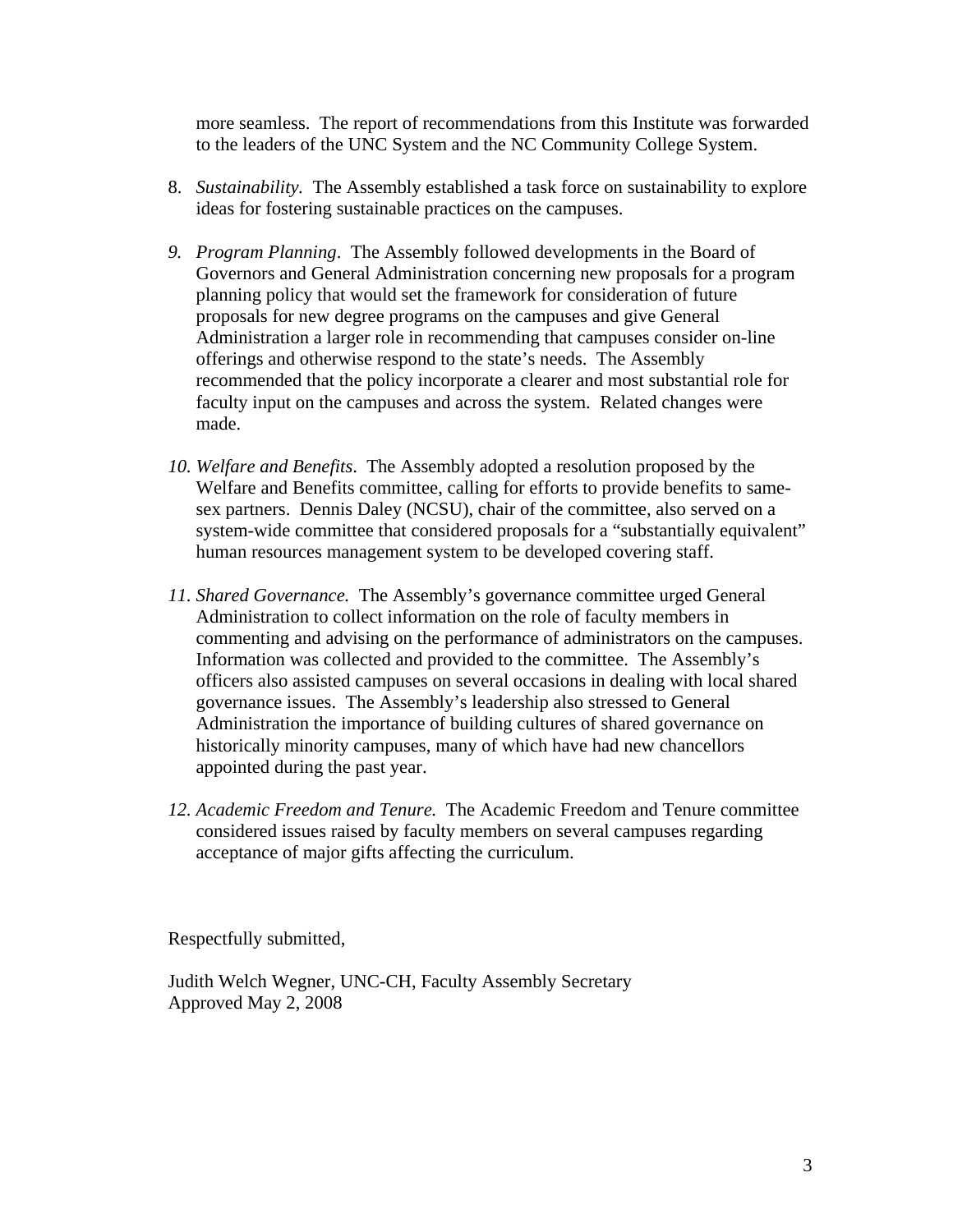more seamless. The report of recommendations from this Institute was forwarded to the leaders of the UNC System and the NC Community College System.

8. *Sustainability.* The Assembly established a task force on sustainability to explore ideas for fostering sustainable practices on the campuses.

9. *Program Planning*. The Assembly followed developments in the Board of Governors and General Administration concerning new proposals for a program planning policy that would set the framework for consideration of future proposals for new degree programs on the campuses and give General Administration a larger role in recommending that campuses consider on-line offerings and otherwise respond to the state's needs. The Assembly recommended that the policy incorporate a clearer and most substantial role for faculty input on the campuses and across the system. Related changes were made.

10. *Welfare and Benefits*. The Assembly adopted a resolution proposed by the Welfare and Benefits committee, calling for efforts to provide benefits to same-sex partners. Dennis Daley (NCSU), chair of the committee, also served on a system-wide committee that considered proposals for a "substantially equivalent" human resources management system to be developed covering staff.

11. *Shared Governance.* The Assembly's governance committee urged General Administration to collect information on the role of faculty members in commenting and advising on the performance of administrators on the campuses. Information was collected and provided to the committee. The Assembly's officers also assisted campuses on several occasions in dealing with local shared governance issues. The Assembly's leadership also stressed to General Administration the importance of building cultures of shared governance on historically minority campuses, many of which have had new chancellors appointed during the past year.

12. *Academic Freedom and Tenure.* The Academic Freedom and Tenure committee considered issues raised by faculty members on several campuses regarding acceptance of major gifts affecting the curriculum.

Respectfully submitted,

Judith Welch Wegner, UNC-CH, Faculty Assembly Secretary
Approved May 2, 2008